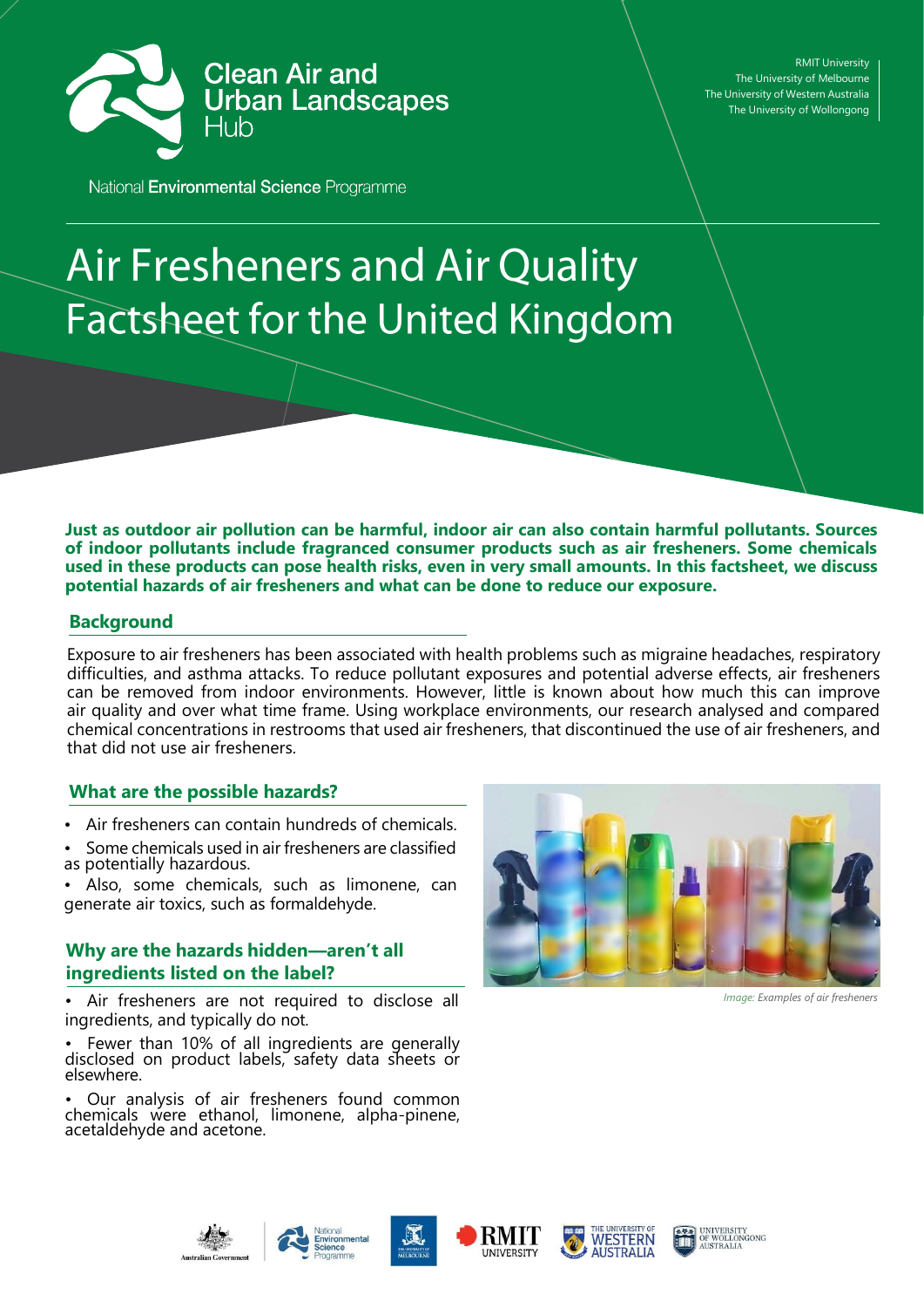Clean Air and Urban Landscapes Hub

National **Environmental Science** Programme

RMIT University
The University of Melbourne
The University of Western Australia
The University of Wollongong

# Air Fresheners and Air Quality Factsheet for the United Kingdom

**Just as outdoor air pollution can be harmful, indoor air can also contain harmful pollutants. Sources of indoor pollutants include fragranced consumer products such as air fresheners. Some chemicals used in these products can pose health risks, even in very small amounts. In this factsheet, we discuss potential hazards of air fresheners and what can be done to reduce our exposure.**

## Background

Exposure to air fresheners has been associated with health problems such as migraine headaches, respiratory difficulties, and asthma attacks. To reduce pollutant exposures and potential adverse effects, air fresheners can be removed from indoor environments. However, little is known about how much this can improve air quality and over what time frame. Using workplace environments, our research analysed and compared chemical concentrations in restrooms that used air fresheners, that discontinued the use of air fresheners, and that did not use air fresheners.

## What are the possible hazards?

- Air fresheners can contain hundreds of chemicals.
- Some chemicals used in air fresheners are classified as potentially hazardous.
- Also, some chemicals, such as limonene, can generate air toxics, such as formaldehyde.

## Why are the hazards hidden—aren't all ingredients listed on the label?

- Air fresheners are not required to disclose all ingredients, and typically do not.
- Fewer than 10% of all ingredients are generally disclosed on product labels, safety data sheets or elsewhere.
- Our analysis of air fresheners found common chemicals were ethanol, limonene, alpha-pinene, acetaldehyde and acetone.

*Image: Examples of air fresheners*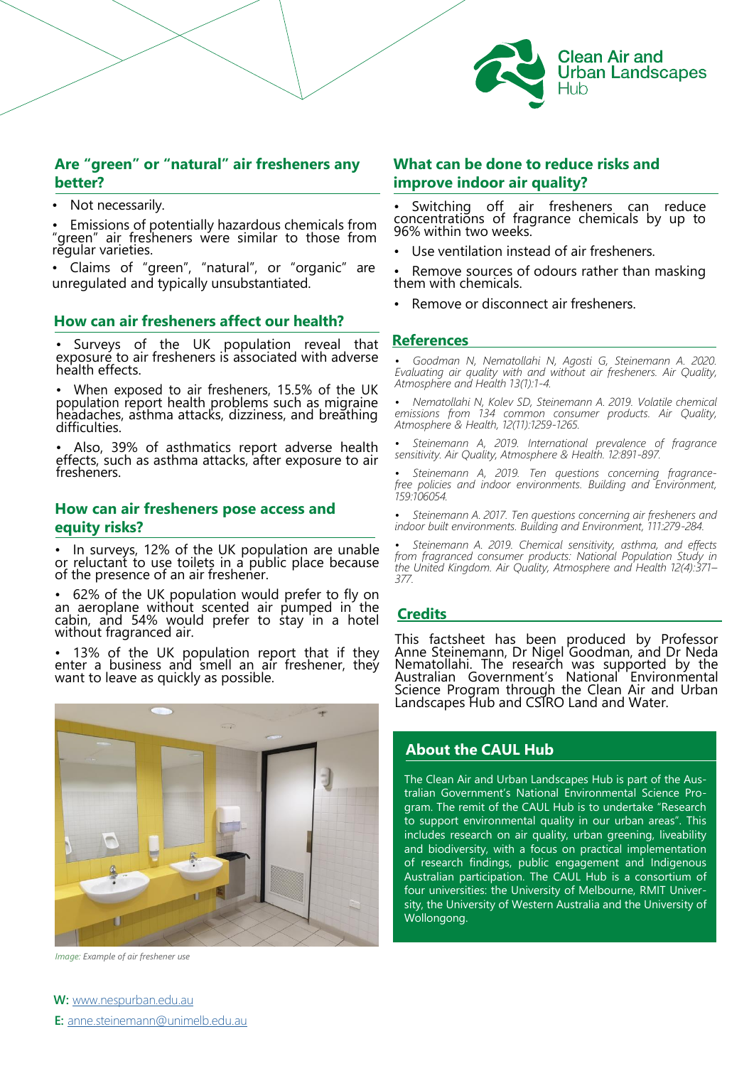## Are "green" or "natural" air fresheners any better?

- Not necessarily.
- Emissions of potentially hazardous chemicals from "green" air fresheners were similar to those from regular varieties.
- Claims of "green", "natural", or "organic" are unregulated and typically unsubstantiated.

## How can air fresheners affect our health?

- Surveys of the UK population reveal that exposure to air fresheners is associated with adverse health effects.
- When exposed to air fresheners, 15.5% of the UK population report health problems such as migraine headaches, asthma attacks, dizziness, and breathing difficulties.
- Also, 39% of asthmatics report adverse health effects, such as asthma attacks, after exposure to air fresheners.

## How can air fresheners pose access and equity risks?

- In surveys, 12% of the UK population are unable or reluctant to use toilets in a public place because of the presence of an air freshener.
- 62% of the UK population would prefer to fly on an aeroplane without scented air pumped in the cabin, and 54% would prefer to stay in a hotel without fragranced air.
- 13% of the UK population report that if they enter a business and smell an air freshener, they want to leave as quickly as possible.

*Image: Example of air freshener use*

## What can be done to reduce risks and improve indoor air quality?

- Switching off air fresheners can reduce concentrations of fragrance chemicals by up to 96% within two weeks.
- Use ventilation instead of air fresheners.
- Remove sources of odours rather than masking them with chemicals.
- Remove or disconnect air fresheners.

## References

- *Goodman N, Nematollahi N, Agosti G, Steinemann A. 2020. Evaluating air quality with and without air fresheners. Air Quality, Atmosphere and Health 13(1):1-4.*
- *Nematollahi N, Kolev SD, Steinemann A. 2019. Volatile chemical emissions from 134 common consumer products. Air Quality, Atmosphere & Health, 12(11):1259-1265.*
- *Steinemann A, 2019. International prevalence of fragrance sensitivity. Air Quality, Atmosphere & Health. 12:891-897.*
- *Steinemann A, 2019. Ten questions concerning fragrance-free policies and indoor environments. Building and Environment, 159:106054.*
- *Steinemann A. 2017. Ten questions concerning air fresheners and indoor built environments. Building and Environment, 111:279-284.*
- *Steinemann A. 2019. Chemical sensitivity, asthma, and effects from fragranced consumer products: National Population Study in the United Kingdom. Air Quality, Atmosphere and Health 12(4):371–377.*

## Credits

This factsheet has been produced by Professor Anne Steinemann, Dr Nigel Goodman, and Dr Neda Nematollahi. The research was supported by the Australian Government's National Environmental Science Program through the Clean Air and Urban Landscapes Hub and CSIRO Land and Water.

## About the CAUL Hub

The Clean Air and Urban Landscapes Hub is part of the Australian Government's National Environmental Science Program. The remit of the CAUL Hub is to undertake "Research to support environmental quality in our urban areas". This includes research on air quality, urban greening, liveability and biodiversity, with a focus on practical implementation of research findings, public engagement and Indigenous Australian participation. The CAUL Hub is a consortium of four universities: the University of Melbourne, RMIT University, the University of Western Australia and the University of Wollongong.

**W:** www.nespurban.edu.au

**E:** anne.steinemann@unimelb.edu.au